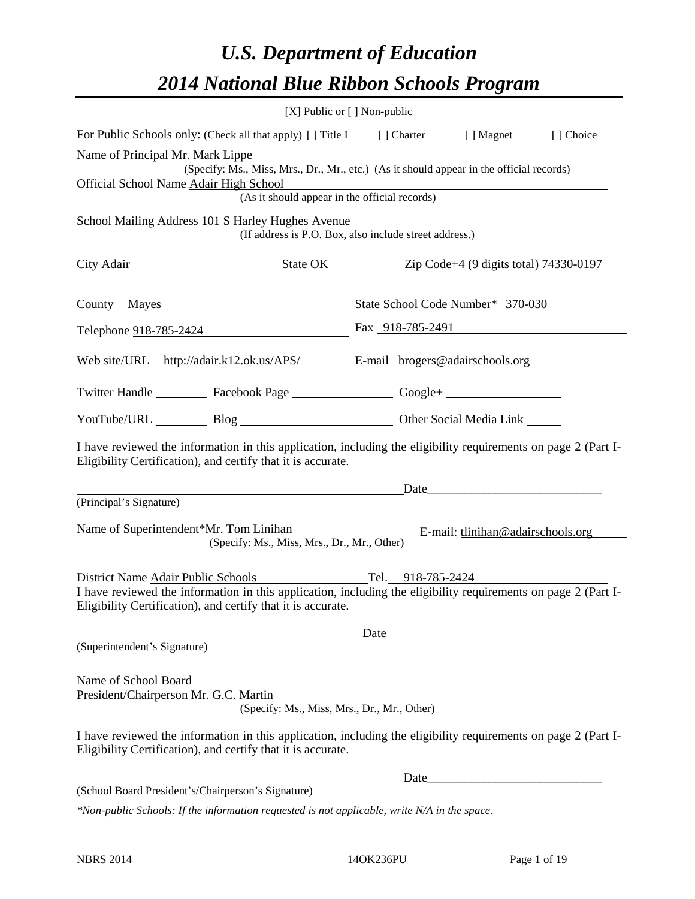# *U.S. Department of Education*

# *2014 National Blue Ribbon Schools Program*

[X] Public or [ ] Non-public

For Public Schools only: (Check all that apply) [ ] Title I [ ] Charter [ ] Magnet [ ] Choice

Name of Principal Mr. Mark Lippe
(Specify: Ms., Miss, Mrs., Dr., Mr., etc.) (As it should appear in the official records)

Official School Name Adair High School
(As it should appear in the official records)

School Mailing Address 101 S Harley Hughes Avenue
(If address is P.O. Box, also include street address.)

City Adair State OK Zip Code+4 (9 digits total) 74330-0197

County Mayes State School Code Number* 370-030

Telephone 918-785-2424 Fax 918-785-2491

Web site/URL http://adair.k12.ok.us/APS/ E-mail brogers@adairschools.org

Twitter Handle ________ Facebook Page ________ Google+ ________

YouTube/URL ________ Blog ________ Other Social Media Link ________

I have reviewed the information in this application, including the eligibility requirements on page 2 (Part I-Eligibility Certification), and certify that it is accurate.

_______________________________ Date_______________
(Principal's Signature)

Name of Superintendent*Mr. Tom Linihan E-mail: tlinihan@adairschools.org
(Specify: Ms., Miss, Mrs., Dr., Mr., Other)

District Name Adair Public Schools Tel. 918-785-2424

I have reviewed the information in this application, including the eligibility requirements on page 2 (Part I-Eligibility Certification), and certify that it is accurate.

_______________________________ Date_______________
(Superintendent's Signature)

Name of School Board
President/Chairperson Mr. G.C. Martin
(Specify: Ms., Miss, Mrs., Dr., Mr., Other)

I have reviewed the information in this application, including the eligibility requirements on page 2 (Part I-Eligibility Certification), and certify that it is accurate.

_______________________________ Date_______________
(School Board President's/Chairperson's Signature)

*\*Non-public Schools: If the information requested is not applicable, write N/A in the space.*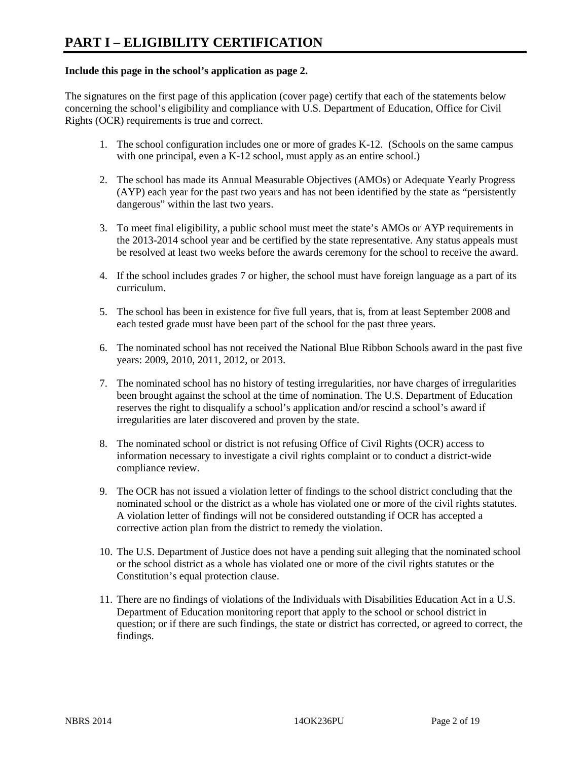# PART I – ELIGIBILITY CERTIFICATION

**Include this page in the school's application as page 2.**

The signatures on the first page of this application (cover page) certify that each of the statements below concerning the school's eligibility and compliance with U.S. Department of Education, Office for Civil Rights (OCR) requirements is true and correct.

1. The school configuration includes one or more of grades K-12. (Schools on the same campus with one principal, even a K-12 school, must apply as an entire school.)
2. The school has made its Annual Measurable Objectives (AMOs) or Adequate Yearly Progress (AYP) each year for the past two years and has not been identified by the state as "persistently dangerous" within the last two years.
3. To meet final eligibility, a public school must meet the state's AMOs or AYP requirements in the 2013-2014 school year and be certified by the state representative. Any status appeals must be resolved at least two weeks before the awards ceremony for the school to receive the award.
4. If the school includes grades 7 or higher, the school must have foreign language as a part of its curriculum.
5. The school has been in existence for five full years, that is, from at least September 2008 and each tested grade must have been part of the school for the past three years.
6. The nominated school has not received the National Blue Ribbon Schools award in the past five years: 2009, 2010, 2011, 2012, or 2013.
7. The nominated school has no history of testing irregularities, nor have charges of irregularities been brought against the school at the time of nomination. The U.S. Department of Education reserves the right to disqualify a school's application and/or rescind a school's award if irregularities are later discovered and proven by the state.
8. The nominated school or district is not refusing Office of Civil Rights (OCR) access to information necessary to investigate a civil rights complaint or to conduct a district-wide compliance review.
9. The OCR has not issued a violation letter of findings to the school district concluding that the nominated school or the district as a whole has violated one or more of the civil rights statutes. A violation letter of findings will not be considered outstanding if OCR has accepted a corrective action plan from the district to remedy the violation.
10. The U.S. Department of Justice does not have a pending suit alleging that the nominated school or the school district as a whole has violated one or more of the civil rights statutes or the Constitution's equal protection clause.
11. There are no findings of violations of the Individuals with Disabilities Education Act in a U.S. Department of Education monitoring report that apply to the school or school district in question; or if there are such findings, the state or district has corrected, or agreed to correct, the findings.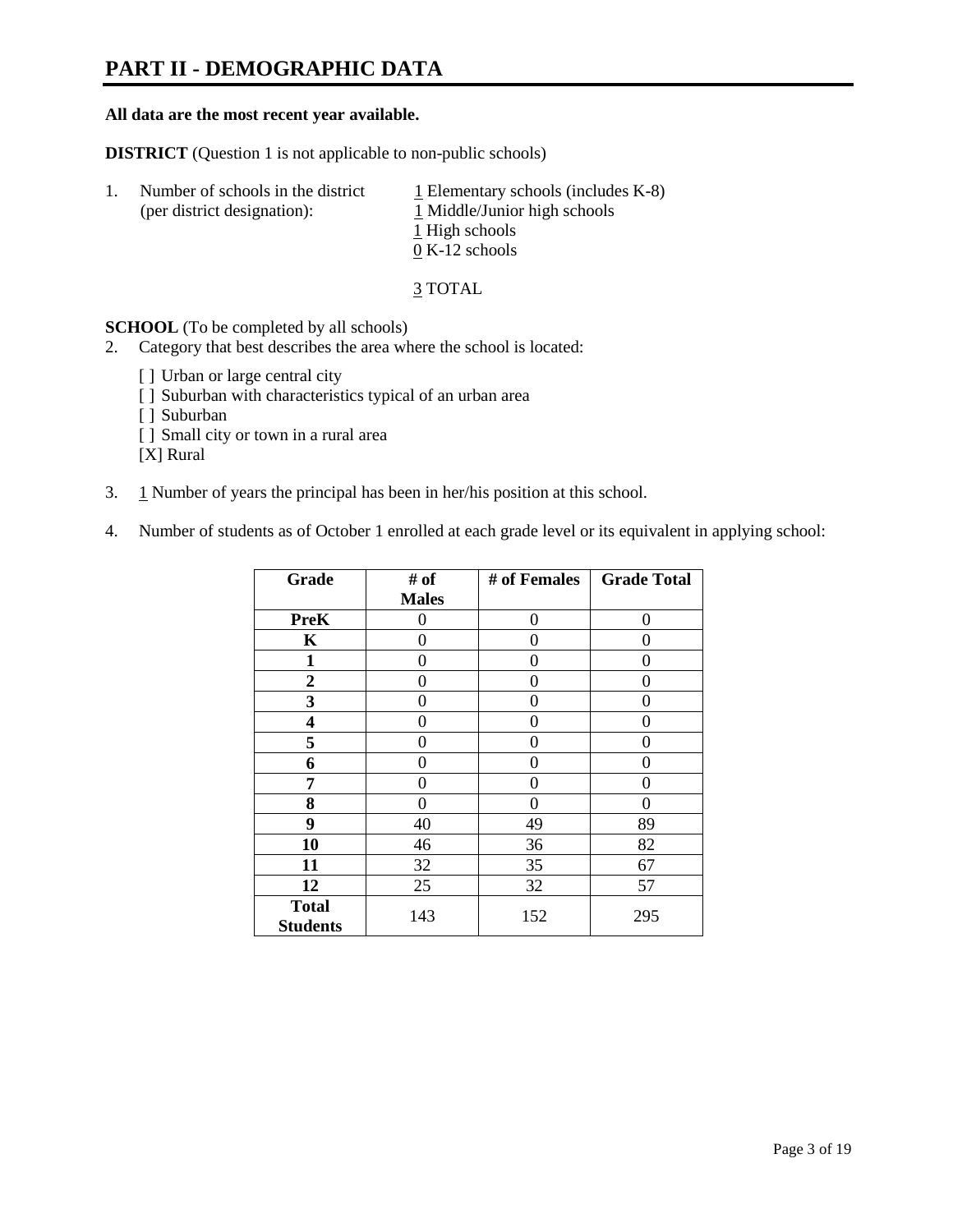# PART II - DEMOGRAPHIC DATA

**All data are the most recent year available.**

**DISTRICT** (Question 1 is not applicable to non-public schools)

1. Number of schools in the district (per district designation):
   1 Elementary schools (includes K-8)
   1 Middle/Junior high schools
   1 High schools
   0 K-12 schools

   3 TOTAL

**SCHOOL** (To be completed by all schools)

2. Category that best describes the area where the school is located:

   [ ] Urban or large central city
   [ ] Suburban with characteristics typical of an urban area
   [ ] Suburban
   [ ] Small city or town in a rural area
   [X] Rural

3. 1 Number of years the principal has been in her/his position at this school.

4. Number of students as of October 1 enrolled at each grade level or its equivalent in applying school:

| Grade | # of Males | # of Females | Grade Total |
|---|---|---|---|
| **PreK** | 0 | 0 | 0 |
| **K** | 0 | 0 | 0 |
| **1** | 0 | 0 | 0 |
| **2** | 0 | 0 | 0 |
| **3** | 0 | 0 | 0 |
| **4** | 0 | 0 | 0 |
| **5** | 0 | 0 | 0 |
| **6** | 0 | 0 | 0 |
| **7** | 0 | 0 | 0 |
| **8** | 0 | 0 | 0 |
| **9** | 40 | 49 | 89 |
| **10** | 46 | 36 | 82 |
| **11** | 32 | 35 | 67 |
| **12** | 25 | 32 | 57 |
| **Total Students** | 143 | 152 | 295 |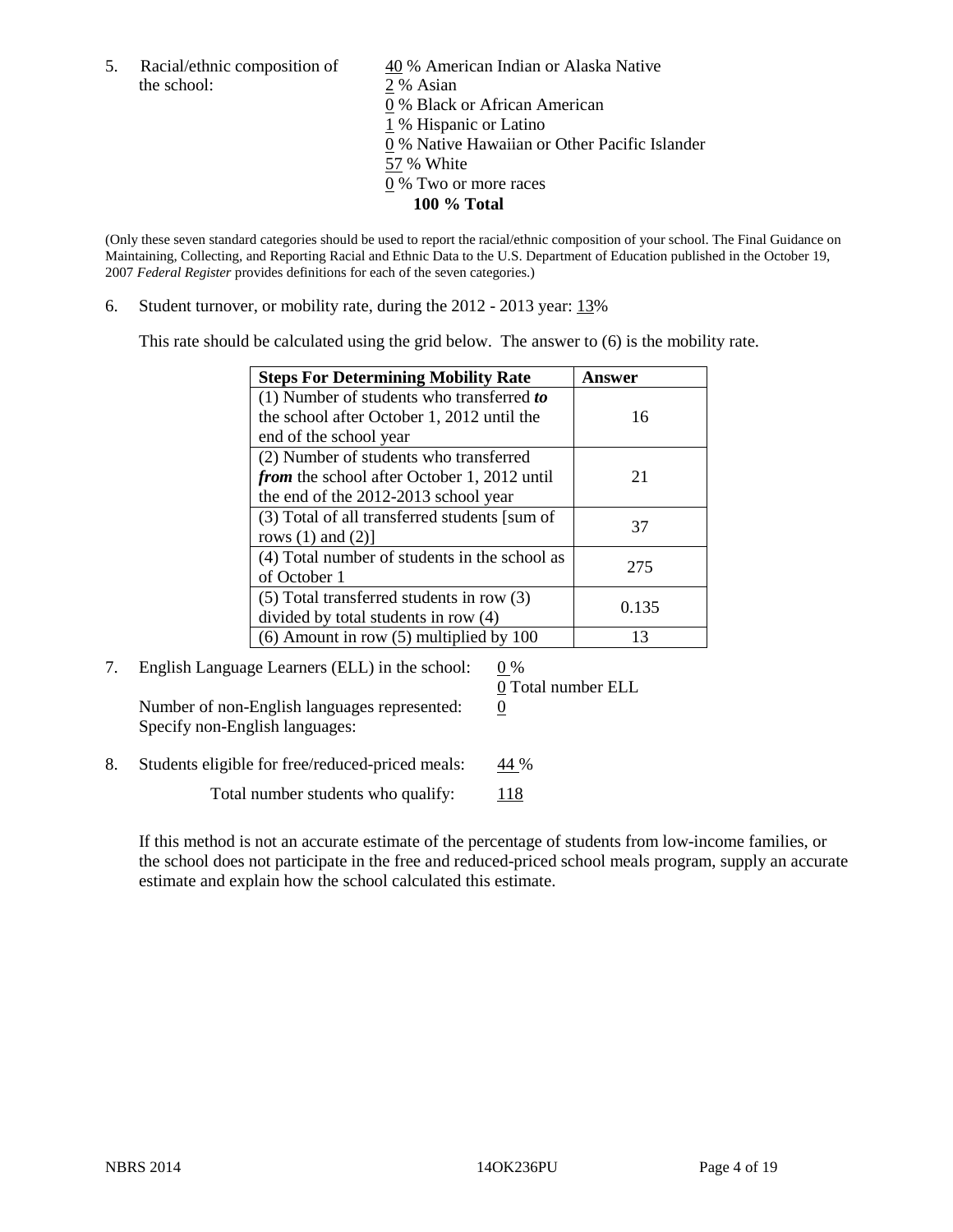5. Racial/ethnic composition of the school:

40 % American Indian or Alaska Native
2 % Asian
0 % Black or African American
1 % Hispanic or Latino
0 % Native Hawaiian or Other Pacific Islander
57 % White
0 % Two or more races
**100 % Total**

(Only these seven standard categories should be used to report the racial/ethnic composition of your school. The Final Guidance on Maintaining, Collecting, and Reporting Racial and Ethnic Data to the U.S. Department of Education published in the October 19, 2007 *Federal Register* provides definitions for each of the seven categories.)

6. Student turnover, or mobility rate, during the 2012 - 2013 year: 13%

This rate should be calculated using the grid below. The answer to (6) is the mobility rate.

| **Steps For Determining Mobility Rate** | **Answer** |
|---|---|
| (1) Number of students who transferred ***to*** the school after October 1, 2012 until the end of the school year | 16 |
| (2) Number of students who transferred ***from*** the school after October 1, 2012 until the end of the 2012-2013 school year | 21 |
| (3) Total of all transferred students [sum of rows (1) and (2)] | 37 |
| (4) Total number of students in the school as of October 1 | 275 |
| (5) Total transferred students in row (3) divided by total students in row (4) | 0.135 |
| (6) Amount in row (5) multiplied by 100 | 13 |

7. English Language Learners (ELL) in the school: 0 %

0 Total number ELL

Number of non-English languages represented: 0

Specify non-English languages:

8. Students eligible for free/reduced-priced meals: 44 %

Total number students who qualify: 118

If this method is not an accurate estimate of the percentage of students from low-income families, or the school does not participate in the free and reduced-priced school meals program, supply an accurate estimate and explain how the school calculated this estimate.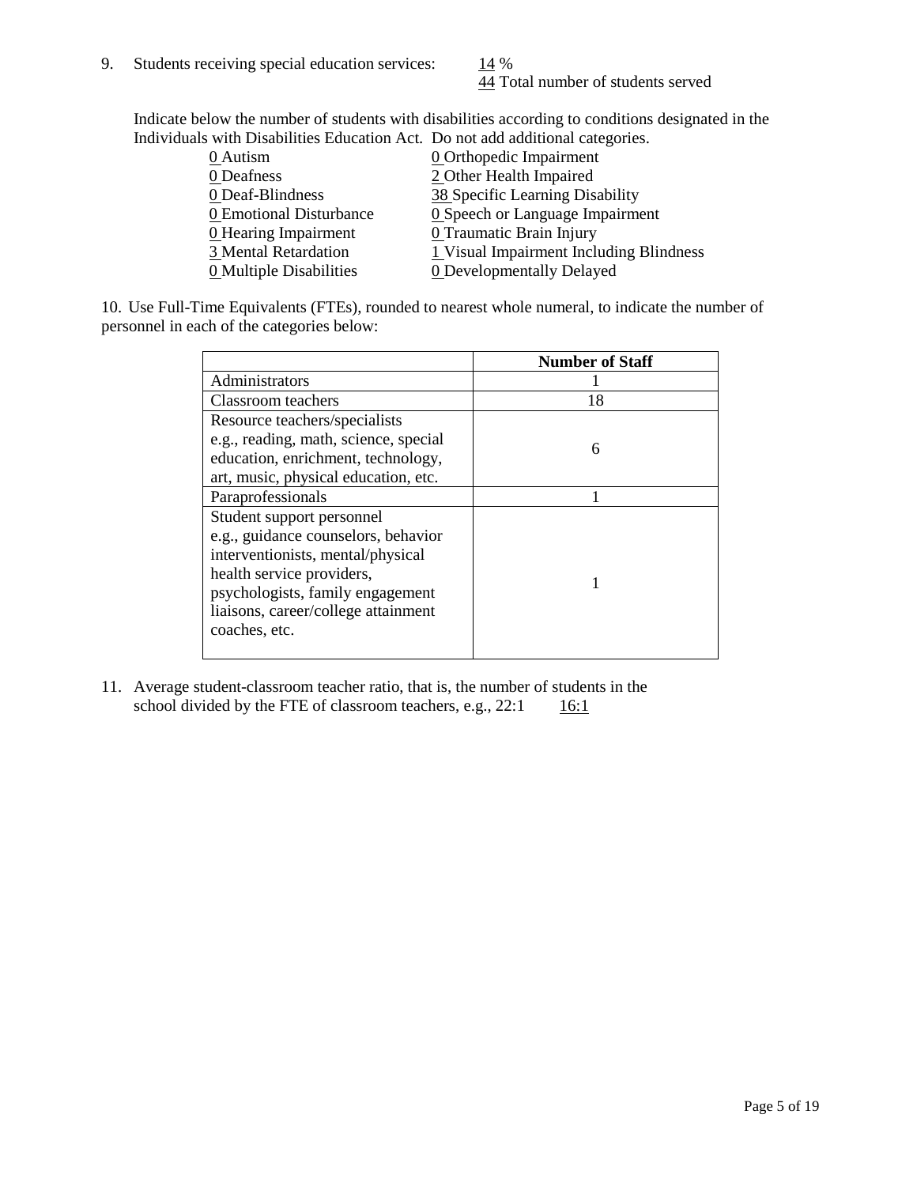9. Students receiving special education services: 14 %
   44 Total number of students served

   Indicate below the number of students with disabilities according to conditions designated in the Individuals with Disabilities Education Act. Do not add additional categories.

| | |
|---|---|
| 0 Autism | 0 Orthopedic Impairment |
| 0 Deafness | 2 Other Health Impaired |
| 0 Deaf-Blindness | 38 Specific Learning Disability |
| 0 Emotional Disturbance | 0 Speech or Language Impairment |
| 0 Hearing Impairment | 0 Traumatic Brain Injury |
| 3 Mental Retardation | 1 Visual Impairment Including Blindness |
| 0 Multiple Disabilities | 0 Developmentally Delayed |

10. Use Full-Time Equivalents (FTEs), rounded to nearest whole numeral, to indicate the number of personnel in each of the categories below:

| | Number of Staff |
|---|---|
| Administrators | 1 |
| Classroom teachers | 18 |
| Resource teachers/specialists e.g., reading, math, science, special education, enrichment, technology, art, music, physical education, etc. | 6 |
| Paraprofessionals | 1 |
| Student support personnel e.g., guidance counselors, behavior interventionists, mental/physical health service providers, psychologists, family engagement liaisons, career/college attainment coaches, etc. | 1 |

11. Average student-classroom teacher ratio, that is, the number of students in the school divided by the FTE of classroom teachers, e.g., 22:1 16:1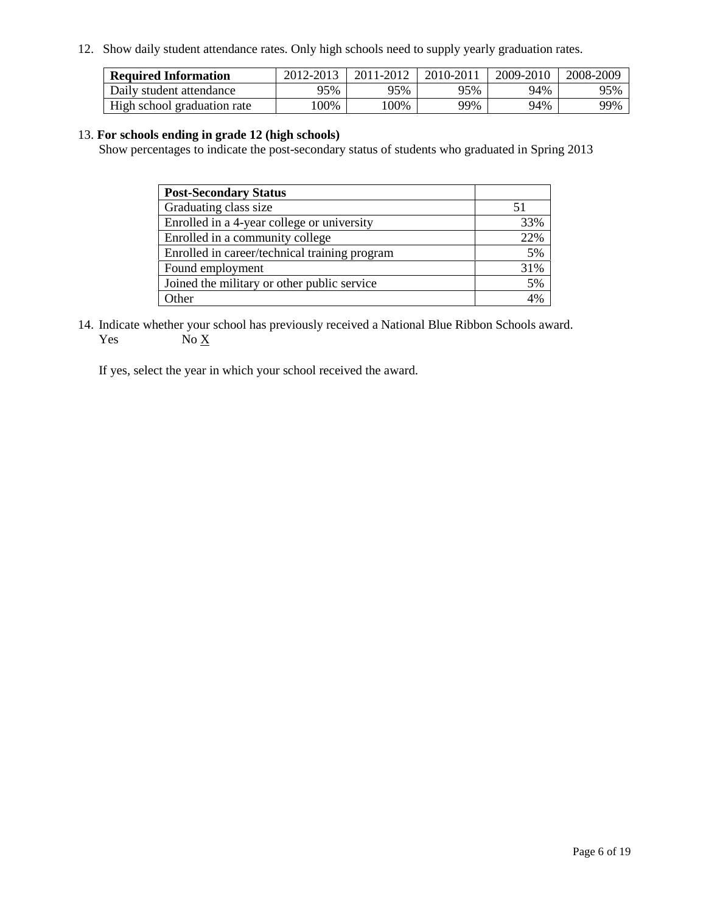12. Show daily student attendance rates. Only high schools need to supply yearly graduation rates.

| **Required Information** | 2012-2013 | 2011-2012 | 2010-2011 | 2009-2010 | 2008-2009 |
|---|---|---|---|---|---|
| Daily student attendance | 95% | 95% | 95% | 94% | 95% |
| High school graduation rate | 100% | 100% | 99% | 94% | 99% |

13. **For schools ending in grade 12 (high schools)**

Show percentages to indicate the post-secondary status of students who graduated in Spring 2013

| **Post-Secondary Status** | |
|---|---|
| Graduating class size | 51 |
| Enrolled in a 4-year college or university | 33% |
| Enrolled in a community college | 22% |
| Enrolled in career/technical training program | 5% |
| Found employment | 31% |
| Joined the military or other public service | 5% |
| Other | 4% |

14. Indicate whether your school has previously received a National Blue Ribbon Schools award.

Yes No X

If yes, select the year in which your school received the award.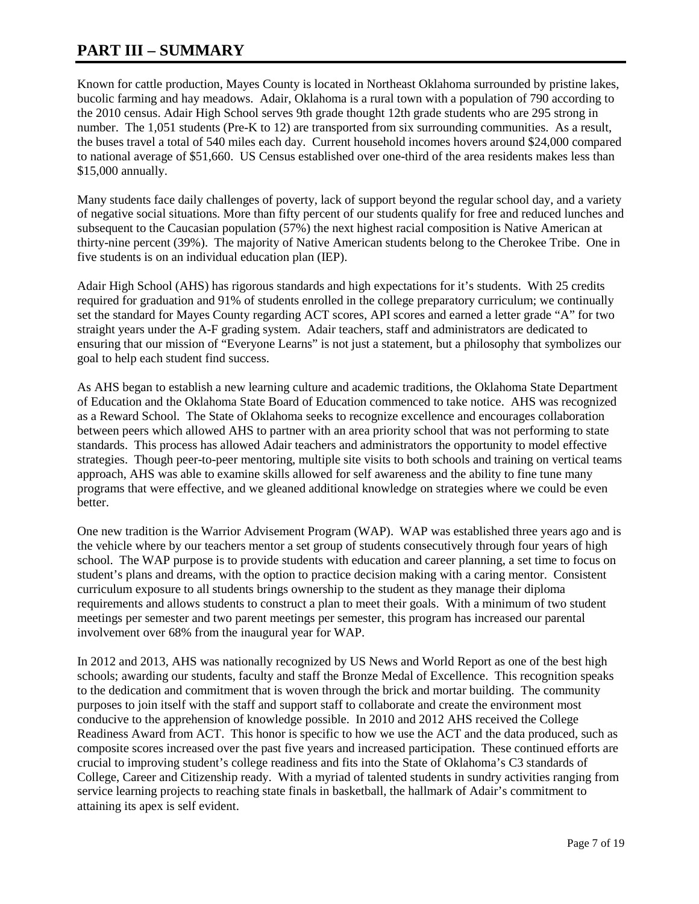# PART III – SUMMARY

Known for cattle production, Mayes County is located in Northeast Oklahoma surrounded by pristine lakes, bucolic farming and hay meadows. Adair, Oklahoma is a rural town with a population of 790 according to the 2010 census. Adair High School serves 9th grade thought 12th grade students who are 295 strong in number. The 1,051 students (Pre-K to 12) are transported from six surrounding communities. As a result, the buses travel a total of 540 miles each day. Current household incomes hovers around $24,000 compared to national average of $51,660. US Census established over one-third of the area residents makes less than $15,000 annually.

Many students face daily challenges of poverty, lack of support beyond the regular school day, and a variety of negative social situations. More than fifty percent of our students qualify for free and reduced lunches and subsequent to the Caucasian population (57%) the next highest racial composition is Native American at thirty-nine percent (39%). The majority of Native American students belong to the Cherokee Tribe. One in five students is on an individual education plan (IEP).

Adair High School (AHS) has rigorous standards and high expectations for it's students. With 25 credits required for graduation and 91% of students enrolled in the college preparatory curriculum; we continually set the standard for Mayes County regarding ACT scores, API scores and earned a letter grade "A" for two straight years under the A-F grading system. Adair teachers, staff and administrators are dedicated to ensuring that our mission of "Everyone Learns" is not just a statement, but a philosophy that symbolizes our goal to help each student find success.

As AHS began to establish a new learning culture and academic traditions, the Oklahoma State Department of Education and the Oklahoma State Board of Education commenced to take notice. AHS was recognized as a Reward School. The State of Oklahoma seeks to recognize excellence and encourages collaboration between peers which allowed AHS to partner with an area priority school that was not performing to state standards. This process has allowed Adair teachers and administrators the opportunity to model effective strategies. Though peer-to-peer mentoring, multiple site visits to both schools and training on vertical teams approach, AHS was able to examine skills allowed for self awareness and the ability to fine tune many programs that were effective, and we gleaned additional knowledge on strategies where we could be even better.

One new tradition is the Warrior Advisement Program (WAP). WAP was established three years ago and is the vehicle where by our teachers mentor a set group of students consecutively through four years of high school. The WAP purpose is to provide students with education and career planning, a set time to focus on student's plans and dreams, with the option to practice decision making with a caring mentor. Consistent curriculum exposure to all students brings ownership to the student as they manage their diploma requirements and allows students to construct a plan to meet their goals. With a minimum of two student meetings per semester and two parent meetings per semester, this program has increased our parental involvement over 68% from the inaugural year for WAP.

In 2012 and 2013, AHS was nationally recognized by US News and World Report as one of the best high schools; awarding our students, faculty and staff the Bronze Medal of Excellence. This recognition speaks to the dedication and commitment that is woven through the brick and mortar building. The community purposes to join itself with the staff and support staff to collaborate and create the environment most conducive to the apprehension of knowledge possible. In 2010 and 2012 AHS received the College Readiness Award from ACT. This honor is specific to how we use the ACT and the data produced, such as composite scores increased over the past five years and increased participation. These continued efforts are crucial to improving student's college readiness and fits into the State of Oklahoma's C3 standards of College, Career and Citizenship ready. With a myriad of talented students in sundry activities ranging from service learning projects to reaching state finals in basketball, the hallmark of Adair's commitment to attaining its apex is self evident.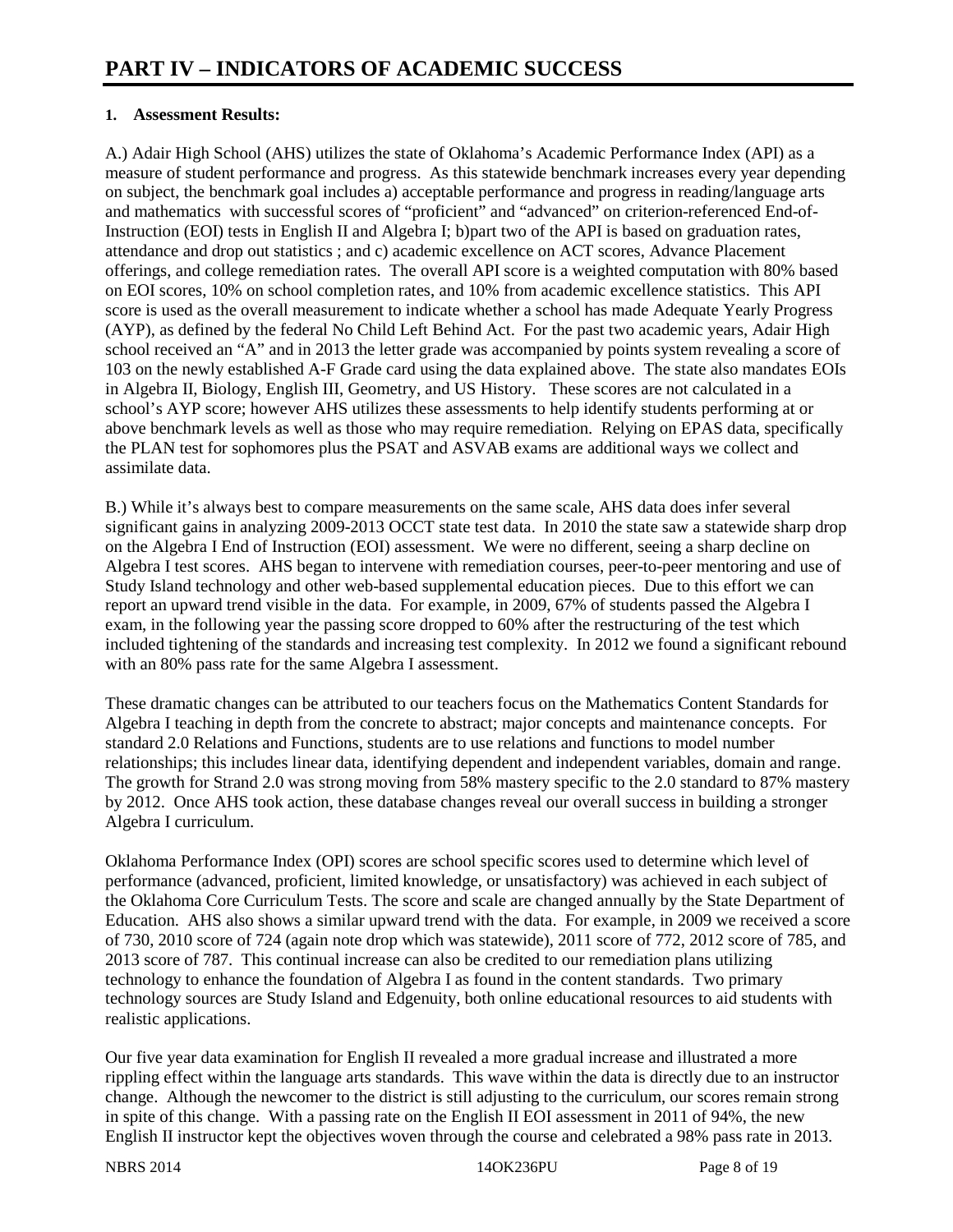# PART IV – INDICATORS OF ACADEMIC SUCCESS

## 1. Assessment Results:

A.) Adair High School (AHS) utilizes the state of Oklahoma's Academic Performance Index (API) as a measure of student performance and progress. As this statewide benchmark increases every year depending on subject, the benchmark goal includes a) acceptable performance and progress in reading/language arts and mathematics with successful scores of "proficient" and "advanced" on criterion-referenced End-of-Instruction (EOI) tests in English II and Algebra I; b)part two of the API is based on graduation rates, attendance and drop out statistics ; and c) academic excellence on ACT scores, Advance Placement offerings, and college remediation rates. The overall API score is a weighted computation with 80% based on EOI scores, 10% on school completion rates, and 10% from academic excellence statistics. This API score is used as the overall measurement to indicate whether a school has made Adequate Yearly Progress (AYP), as defined by the federal No Child Left Behind Act. For the past two academic years, Adair High school received an "A" and in 2013 the letter grade was accompanied by points system revealing a score of 103 on the newly established A-F Grade card using the data explained above. The state also mandates EOIs in Algebra II, Biology, English III, Geometry, and US History. These scores are not calculated in a school's AYP score; however AHS utilizes these assessments to help identify students performing at or above benchmark levels as well as those who may require remediation. Relying on EPAS data, specifically the PLAN test for sophomores plus the PSAT and ASVAB exams are additional ways we collect and assimilate data.

B.) While it's always best to compare measurements on the same scale, AHS data does infer several significant gains in analyzing 2009-2013 OCCT state test data. In 2010 the state saw a statewide sharp drop on the Algebra I End of Instruction (EOI) assessment. We were no different, seeing a sharp decline on Algebra I test scores. AHS began to intervene with remediation courses, peer-to-peer mentoring and use of Study Island technology and other web-based supplemental education pieces. Due to this effort we can report an upward trend visible in the data. For example, in 2009, 67% of students passed the Algebra I exam, in the following year the passing score dropped to 60% after the restructuring of the test which included tightening of the standards and increasing test complexity. In 2012 we found a significant rebound with an 80% pass rate for the same Algebra I assessment.

These dramatic changes can be attributed to our teachers focus on the Mathematics Content Standards for Algebra I teaching in depth from the concrete to abstract; major concepts and maintenance concepts. For standard 2.0 Relations and Functions, students are to use relations and functions to model number relationships; this includes linear data, identifying dependent and independent variables, domain and range. The growth for Strand 2.0 was strong moving from 58% mastery specific to the 2.0 standard to 87% mastery by 2012. Once AHS took action, these database changes reveal our overall success in building a stronger Algebra I curriculum.

Oklahoma Performance Index (OPI) scores are school specific scores used to determine which level of performance (advanced, proficient, limited knowledge, or unsatisfactory) was achieved in each subject of the Oklahoma Core Curriculum Tests. The score and scale are changed annually by the State Department of Education. AHS also shows a similar upward trend with the data. For example, in 2009 we received a score of 730, 2010 score of 724 (again note drop which was statewide), 2011 score of 772, 2012 score of 785, and 2013 score of 787. This continual increase can also be credited to our remediation plans utilizing technology to enhance the foundation of Algebra I as found in the content standards. Two primary technology sources are Study Island and Edgenuity, both online educational resources to aid students with realistic applications.

Our five year data examination for English II revealed a more gradual increase and illustrated a more rippling effect within the language arts standards. This wave within the data is directly due to an instructor change. Although the newcomer to the district is still adjusting to the curriculum, our scores remain strong in spite of this change. With a passing rate on the English II EOI assessment in 2011 of 94%, the new English II instructor kept the objectives woven through the course and celebrated a 98% pass rate in 2013.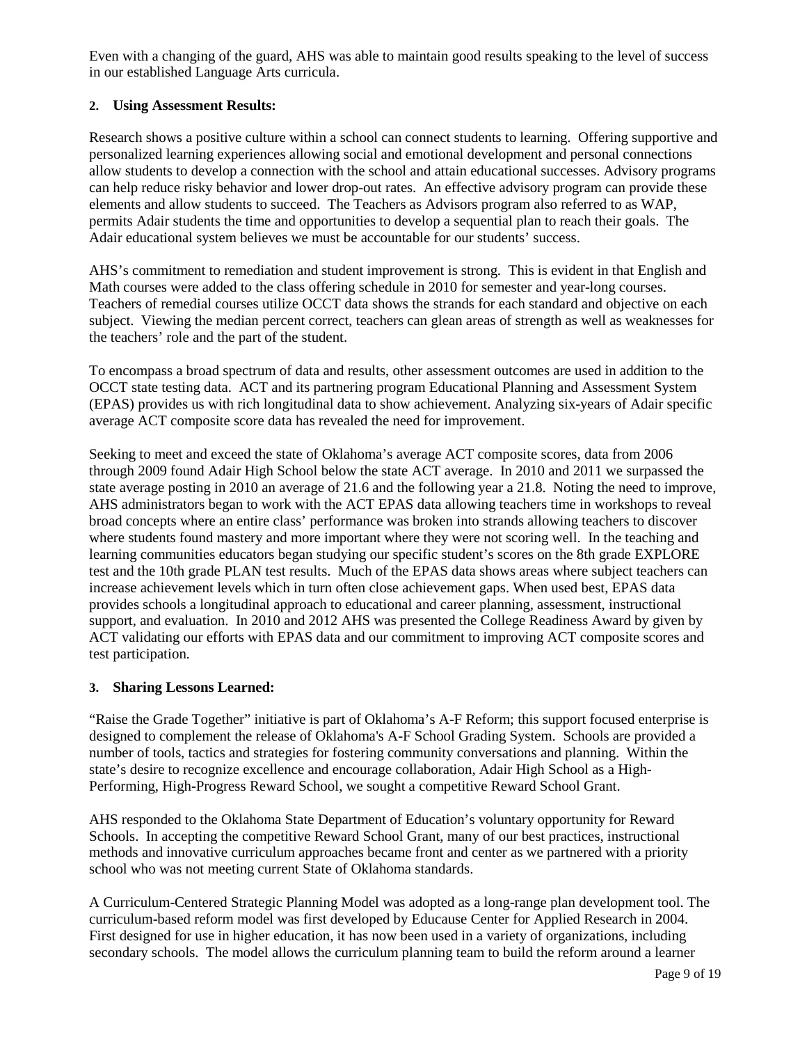Even with a changing of the guard, AHS was able to maintain good results speaking to the level of success in our established Language Arts curricula.

**2. Using Assessment Results:**

Research shows a positive culture within a school can connect students to learning. Offering supportive and personalized learning experiences allowing social and emotional development and personal connections allow students to develop a connection with the school and attain educational successes. Advisory programs can help reduce risky behavior and lower drop-out rates. An effective advisory program can provide these elements and allow students to succeed. The Teachers as Advisors program also referred to as WAP, permits Adair students the time and opportunities to develop a sequential plan to reach their goals. The Adair educational system believes we must be accountable for our students' success.

AHS's commitment to remediation and student improvement is strong. This is evident in that English and Math courses were added to the class offering schedule in 2010 for semester and year-long courses. Teachers of remedial courses utilize OCCT data shows the strands for each standard and objective on each subject. Viewing the median percent correct, teachers can glean areas of strength as well as weaknesses for the teachers' role and the part of the student.

To encompass a broad spectrum of data and results, other assessment outcomes are used in addition to the OCCT state testing data. ACT and its partnering program Educational Planning and Assessment System (EPAS) provides us with rich longitudinal data to show achievement. Analyzing six-years of Adair specific average ACT composite score data has revealed the need for improvement.

Seeking to meet and exceed the state of Oklahoma's average ACT composite scores, data from 2006 through 2009 found Adair High School below the state ACT average. In 2010 and 2011 we surpassed the state average posting in 2010 an average of 21.6 and the following year a 21.8. Noting the need to improve, AHS administrators began to work with the ACT EPAS data allowing teachers time in workshops to reveal broad concepts where an entire class' performance was broken into strands allowing teachers to discover where students found mastery and more important where they were not scoring well. In the teaching and learning communities educators began studying our specific student's scores on the 8th grade EXPLORE test and the 10th grade PLAN test results. Much of the EPAS data shows areas where subject teachers can increase achievement levels which in turn often close achievement gaps. When used best, EPAS data provides schools a longitudinal approach to educational and career planning, assessment, instructional support, and evaluation. In 2010 and 2012 AHS was presented the College Readiness Award by given by ACT validating our efforts with EPAS data and our commitment to improving ACT composite scores and test participation.

**3. Sharing Lessons Learned:**

"Raise the Grade Together" initiative is part of Oklahoma's A-F Reform; this support focused enterprise is designed to complement the release of Oklahoma's A-F School Grading System. Schools are provided a number of tools, tactics and strategies for fostering community conversations and planning. Within the state's desire to recognize excellence and encourage collaboration, Adair High School as a High-Performing, High-Progress Reward School, we sought a competitive Reward School Grant.

AHS responded to the Oklahoma State Department of Education's voluntary opportunity for Reward Schools. In accepting the competitive Reward School Grant, many of our best practices, instructional methods and innovative curriculum approaches became front and center as we partnered with a priority school who was not meeting current State of Oklahoma standards.

A Curriculum-Centered Strategic Planning Model was adopted as a long-range plan development tool. The curriculum-based reform model was first developed by Educause Center for Applied Research in 2004. First designed for use in higher education, it has now been used in a variety of organizations, including secondary schools. The model allows the curriculum planning team to build the reform around a learner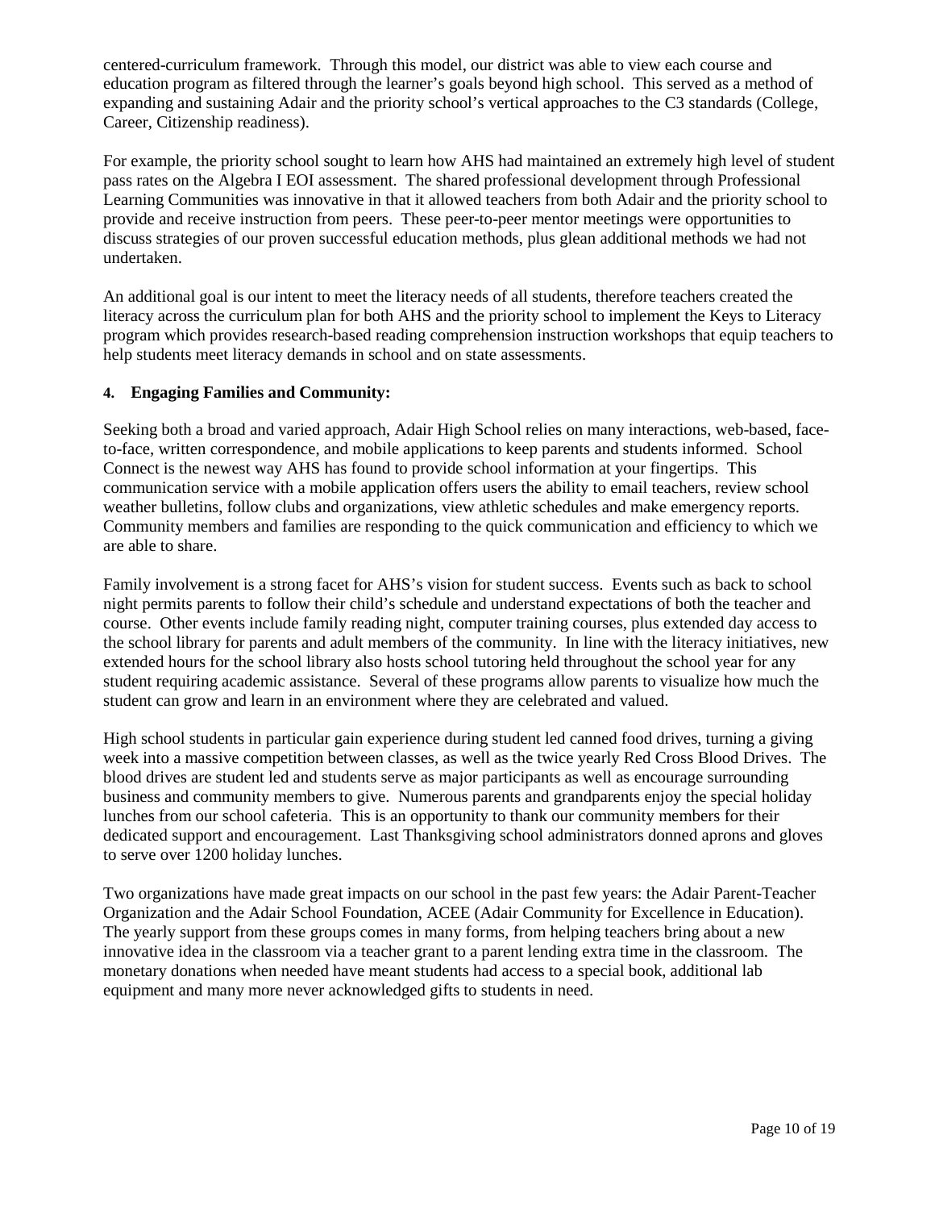centered-curriculum framework. Through this model, our district was able to view each course and education program as filtered through the learner's goals beyond high school. This served as a method of expanding and sustaining Adair and the priority school's vertical approaches to the C3 standards (College, Career, Citizenship readiness).

For example, the priority school sought to learn how AHS had maintained an extremely high level of student pass rates on the Algebra I EOI assessment. The shared professional development through Professional Learning Communities was innovative in that it allowed teachers from both Adair and the priority school to provide and receive instruction from peers. These peer-to-peer mentor meetings were opportunities to discuss strategies of our proven successful education methods, plus glean additional methods we had not undertaken.

An additional goal is our intent to meet the literacy needs of all students, therefore teachers created the literacy across the curriculum plan for both AHS and the priority school to implement the Keys to Literacy program which provides research-based reading comprehension instruction workshops that equip teachers to help students meet literacy demands in school and on state assessments.

#### 4. Engaging Families and Community:

Seeking both a broad and varied approach, Adair High School relies on many interactions, web-based, face-to-face, written correspondence, and mobile applications to keep parents and students informed. School Connect is the newest way AHS has found to provide school information at your fingertips. This communication service with a mobile application offers users the ability to email teachers, review school weather bulletins, follow clubs and organizations, view athletic schedules and make emergency reports. Community members and families are responding to the quick communication and efficiency to which we are able to share.

Family involvement is a strong facet for AHS's vision for student success. Events such as back to school night permits parents to follow their child's schedule and understand expectations of both the teacher and course. Other events include family reading night, computer training courses, plus extended day access to the school library for parents and adult members of the community. In line with the literacy initiatives, new extended hours for the school library also hosts school tutoring held throughout the school year for any student requiring academic assistance. Several of these programs allow parents to visualize how much the student can grow and learn in an environment where they are celebrated and valued.

High school students in particular gain experience during student led canned food drives, turning a giving week into a massive competition between classes, as well as the twice yearly Red Cross Blood Drives. The blood drives are student led and students serve as major participants as well as encourage surrounding business and community members to give. Numerous parents and grandparents enjoy the special holiday lunches from our school cafeteria. This is an opportunity to thank our community members for their dedicated support and encouragement. Last Thanksgiving school administrators donned aprons and gloves to serve over 1200 holiday lunches.

Two organizations have made great impacts on our school in the past few years: the Adair Parent-Teacher Organization and the Adair School Foundation, ACEE (Adair Community for Excellence in Education). The yearly support from these groups comes in many forms, from helping teachers bring about a new innovative idea in the classroom via a teacher grant to a parent lending extra time in the classroom. The monetary donations when needed have meant students had access to a special book, additional lab equipment and many more never acknowledged gifts to students in need.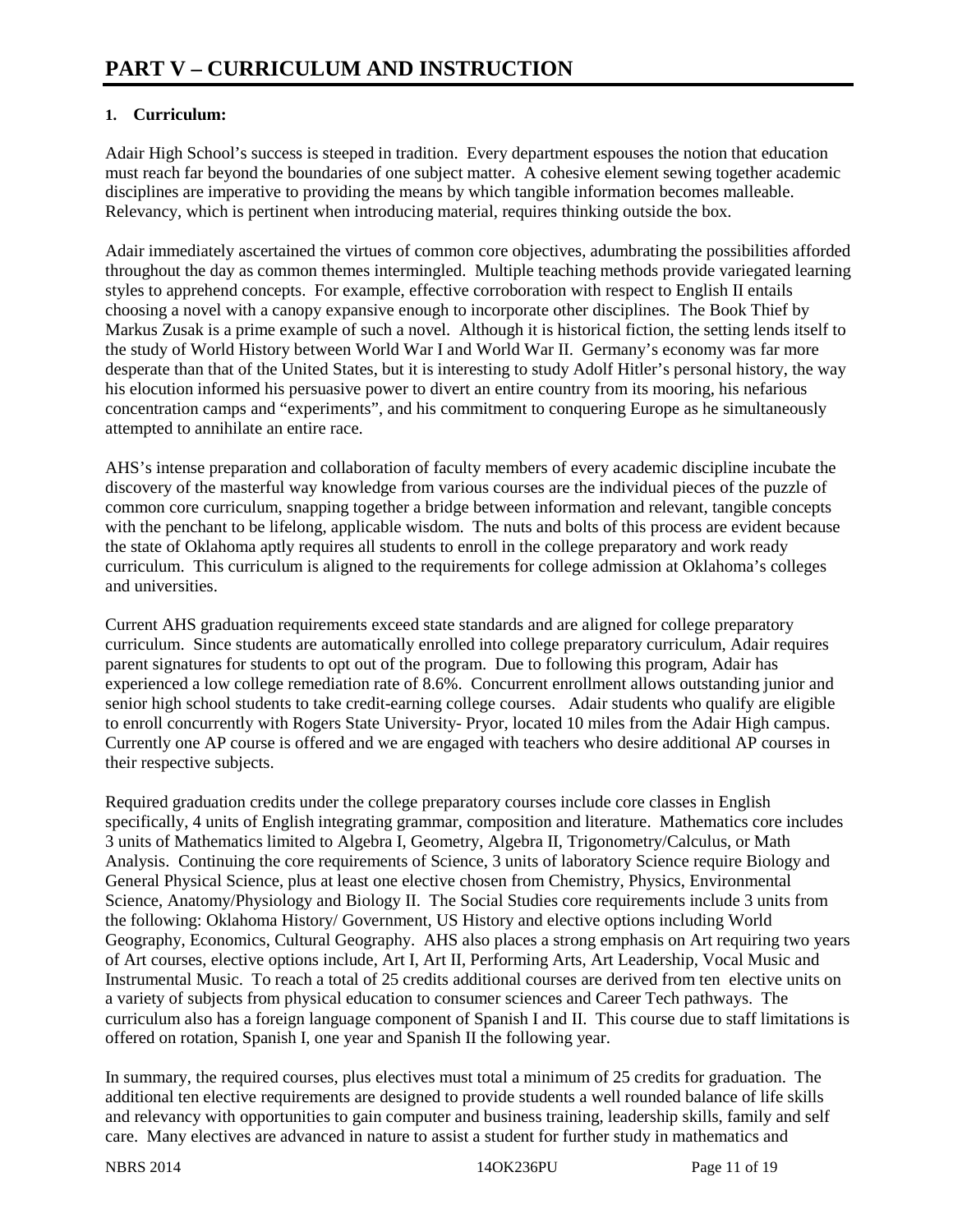# PART V – CURRICULUM AND INSTRUCTION

**1. Curriculum:**

Adair High School's success is steeped in tradition. Every department espouses the notion that education must reach far beyond the boundaries of one subject matter. A cohesive element sewing together academic disciplines are imperative to providing the means by which tangible information becomes malleable. Relevancy, which is pertinent when introducing material, requires thinking outside the box.

Adair immediately ascertained the virtues of common core objectives, adumbrating the possibilities afforded throughout the day as common themes intermingled. Multiple teaching methods provide variegated learning styles to apprehend concepts. For example, effective corroboration with respect to English II entails choosing a novel with a canopy expansive enough to incorporate other disciplines. The Book Thief by Markus Zusak is a prime example of such a novel. Although it is historical fiction, the setting lends itself to the study of World History between World War I and World War II. Germany's economy was far more desperate than that of the United States, but it is interesting to study Adolf Hitler's personal history, the way his elocution informed his persuasive power to divert an entire country from its mooring, his nefarious concentration camps and "experiments", and his commitment to conquering Europe as he simultaneously attempted to annihilate an entire race.

AHS's intense preparation and collaboration of faculty members of every academic discipline incubate the discovery of the masterful way knowledge from various courses are the individual pieces of the puzzle of common core curriculum, snapping together a bridge between information and relevant, tangible concepts with the penchant to be lifelong, applicable wisdom. The nuts and bolts of this process are evident because the state of Oklahoma aptly requires all students to enroll in the college preparatory and work ready curriculum. This curriculum is aligned to the requirements for college admission at Oklahoma's colleges and universities.

Current AHS graduation requirements exceed state standards and are aligned for college preparatory curriculum. Since students are automatically enrolled into college preparatory curriculum, Adair requires parent signatures for students to opt out of the program. Due to following this program, Adair has experienced a low college remediation rate of 8.6%. Concurrent enrollment allows outstanding junior and senior high school students to take credit-earning college courses. Adair students who qualify are eligible to enroll concurrently with Rogers State University- Pryor, located 10 miles from the Adair High campus. Currently one AP course is offered and we are engaged with teachers who desire additional AP courses in their respective subjects.

Required graduation credits under the college preparatory courses include core classes in English specifically, 4 units of English integrating grammar, composition and literature. Mathematics core includes 3 units of Mathematics limited to Algebra I, Geometry, Algebra II, Trigonometry/Calculus, or Math Analysis. Continuing the core requirements of Science, 3 units of laboratory Science require Biology and General Physical Science, plus at least one elective chosen from Chemistry, Physics, Environmental Science, Anatomy/Physiology and Biology II. The Social Studies core requirements include 3 units from the following: Oklahoma History/ Government, US History and elective options including World Geography, Economics, Cultural Geography. AHS also places a strong emphasis on Art requiring two years of Art courses, elective options include, Art I, Art II, Performing Arts, Art Leadership, Vocal Music and Instrumental Music. To reach a total of 25 credits additional courses are derived from ten elective units on a variety of subjects from physical education to consumer sciences and Career Tech pathways. The curriculum also has a foreign language component of Spanish I and II. This course due to staff limitations is offered on rotation, Spanish I, one year and Spanish II the following year.

In summary, the required courses, plus electives must total a minimum of 25 credits for graduation. The additional ten elective requirements are designed to provide students a well rounded balance of life skills and relevancy with opportunities to gain computer and business training, leadership skills, family and self care. Many electives are advanced in nature to assist a student for further study in mathematics and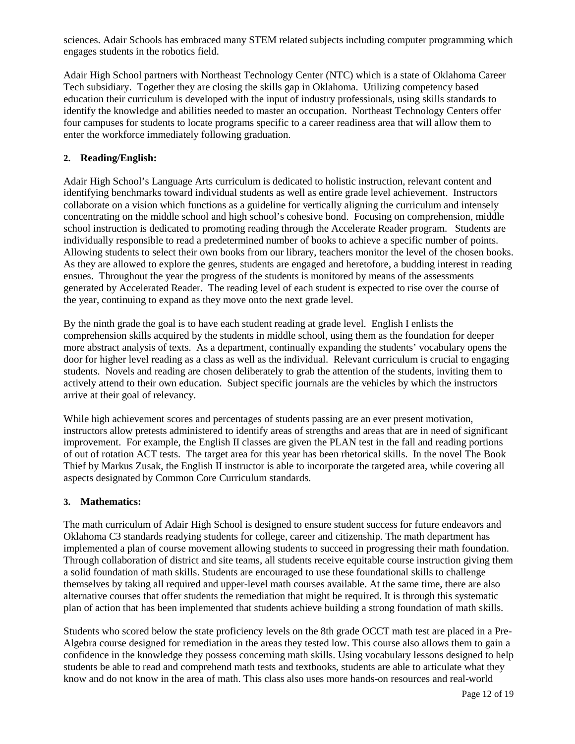sciences. Adair Schools has embraced many STEM related subjects including computer programming which engages students in the robotics field.

Adair High School partners with Northeast Technology Center (NTC) which is a state of Oklahoma Career Tech subsidiary. Together they are closing the skills gap in Oklahoma. Utilizing competency based education their curriculum is developed with the input of industry professionals, using skills standards to identify the knowledge and abilities needed to master an occupation. Northeast Technology Centers offer four campuses for students to locate programs specific to a career readiness area that will allow them to enter the workforce immediately following graduation.

**2. Reading/English:**

Adair High School's Language Arts curriculum is dedicated to holistic instruction, relevant content and identifying benchmarks toward individual students as well as entire grade level achievement. Instructors collaborate on a vision which functions as a guideline for vertically aligning the curriculum and intensely concentrating on the middle school and high school's cohesive bond. Focusing on comprehension, middle school instruction is dedicated to promoting reading through the Accelerate Reader program. Students are individually responsible to read a predetermined number of books to achieve a specific number of points. Allowing students to select their own books from our library, teachers monitor the level of the chosen books. As they are allowed to explore the genres, students are engaged and heretofore, a budding interest in reading ensues. Throughout the year the progress of the students is monitored by means of the assessments generated by Accelerated Reader. The reading level of each student is expected to rise over the course of the year, continuing to expand as they move onto the next grade level.

By the ninth grade the goal is to have each student reading at grade level. English I enlists the comprehension skills acquired by the students in middle school, using them as the foundation for deeper more abstract analysis of texts. As a department, continually expanding the students' vocabulary opens the door for higher level reading as a class as well as the individual. Relevant curriculum is crucial to engaging students. Novels and reading are chosen deliberately to grab the attention of the students, inviting them to actively attend to their own education. Subject specific journals are the vehicles by which the instructors arrive at their goal of relevancy.

While high achievement scores and percentages of students passing are an ever present motivation, instructors allow pretests administered to identify areas of strengths and areas that are in need of significant improvement. For example, the English II classes are given the PLAN test in the fall and reading portions of out of rotation ACT tests. The target area for this year has been rhetorical skills. In the novel The Book Thief by Markus Zusak, the English II instructor is able to incorporate the targeted area, while covering all aspects designated by Common Core Curriculum standards.

**3. Mathematics:**

The math curriculum of Adair High School is designed to ensure student success for future endeavors and Oklahoma C3 standards readying students for college, career and citizenship. The math department has implemented a plan of course movement allowing students to succeed in progressing their math foundation. Through collaboration of district and site teams, all students receive equitable course instruction giving them a solid foundation of math skills. Students are encouraged to use these foundational skills to challenge themselves by taking all required and upper-level math courses available. At the same time, there are also alternative courses that offer students the remediation that might be required. It is through this systematic plan of action that has been implemented that students achieve building a strong foundation of math skills.

Students who scored below the state proficiency levels on the 8th grade OCCT math test are placed in a Pre-Algebra course designed for remediation in the areas they tested low. This course also allows them to gain a confidence in the knowledge they possess concerning math skills. Using vocabulary lessons designed to help students be able to read and comprehend math tests and textbooks, students are able to articulate what they know and do not know in the area of math. This class also uses more hands-on resources and real-world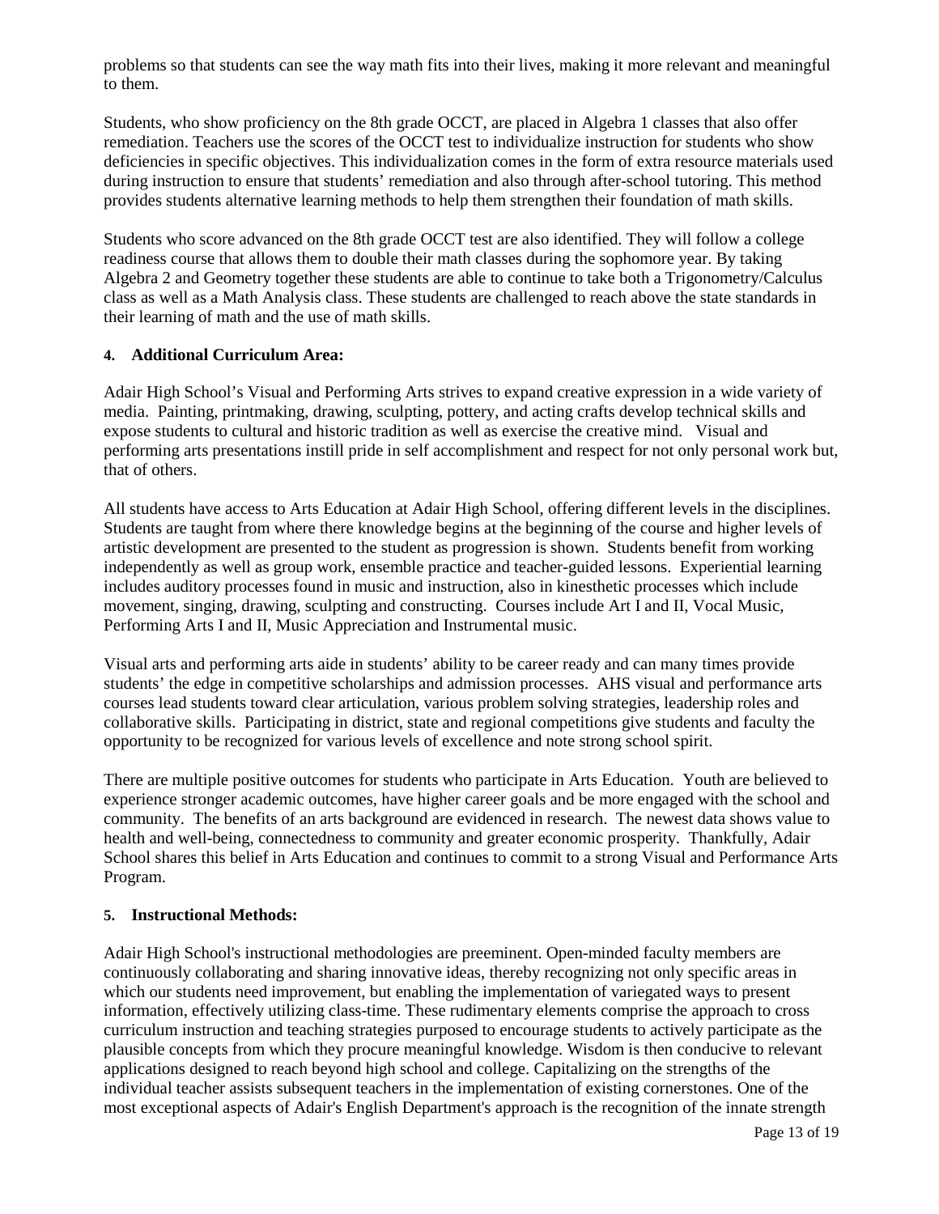problems so that students can see the way math fits into their lives, making it more relevant and meaningful to them.

Students, who show proficiency on the 8th grade OCCT, are placed in Algebra 1 classes that also offer remediation. Teachers use the scores of the OCCT test to individualize instruction for students who show deficiencies in specific objectives. This individualization comes in the form of extra resource materials used during instruction to ensure that students' remediation and also through after-school tutoring. This method provides students alternative learning methods to help them strengthen their foundation of math skills.

Students who score advanced on the 8th grade OCCT test are also identified. They will follow a college readiness course that allows them to double their math classes during the sophomore year. By taking Algebra 2 and Geometry together these students are able to continue to take both a Trigonometry/Calculus class as well as a Math Analysis class. These students are challenged to reach above the state standards in their learning of math and the use of math skills.

**4. Additional Curriculum Area:**

Adair High School's Visual and Performing Arts strives to expand creative expression in a wide variety of media. Painting, printmaking, drawing, sculpting, pottery, and acting crafts develop technical skills and expose students to cultural and historic tradition as well as exercise the creative mind. Visual and performing arts presentations instill pride in self accomplishment and respect for not only personal work but, that of others.

All students have access to Arts Education at Adair High School, offering different levels in the disciplines. Students are taught from where there knowledge begins at the beginning of the course and higher levels of artistic development are presented to the student as progression is shown. Students benefit from working independently as well as group work, ensemble practice and teacher-guided lessons. Experiential learning includes auditory processes found in music and instruction, also in kinesthetic processes which include movement, singing, drawing, sculpting and constructing. Courses include Art I and II, Vocal Music, Performing Arts I and II, Music Appreciation and Instrumental music.

Visual arts and performing arts aide in students' ability to be career ready and can many times provide students' the edge in competitive scholarships and admission processes. AHS visual and performance arts courses lead students toward clear articulation, various problem solving strategies, leadership roles and collaborative skills. Participating in district, state and regional competitions give students and faculty the opportunity to be recognized for various levels of excellence and note strong school spirit.

There are multiple positive outcomes for students who participate in Arts Education. Youth are believed to experience stronger academic outcomes, have higher career goals and be more engaged with the school and community. The benefits of an arts background are evidenced in research. The newest data shows value to health and well-being, connectedness to community and greater economic prosperity. Thankfully, Adair School shares this belief in Arts Education and continues to commit to a strong Visual and Performance Arts Program.

**5. Instructional Methods:**

Adair High School's instructional methodologies are preeminent. Open-minded faculty members are continuously collaborating and sharing innovative ideas, thereby recognizing not only specific areas in which our students need improvement, but enabling the implementation of variegated ways to present information, effectively utilizing class-time. These rudimentary elements comprise the approach to cross curriculum instruction and teaching strategies purposed to encourage students to actively participate as the plausible concepts from which they procure meaningful knowledge. Wisdom is then conducive to relevant applications designed to reach beyond high school and college. Capitalizing on the strengths of the individual teacher assists subsequent teachers in the implementation of existing cornerstones. One of the most exceptional aspects of Adair's English Department's approach is the recognition of the innate strength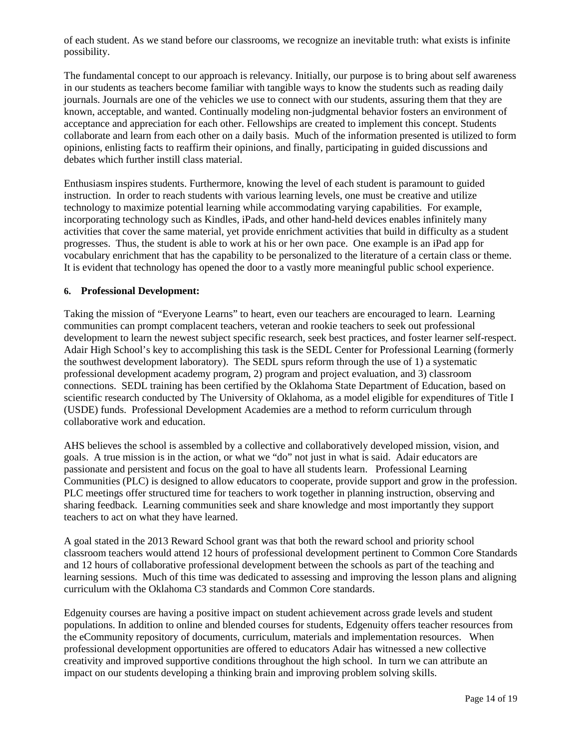of each student. As we stand before our classrooms, we recognize an inevitable truth: what exists is infinite possibility.

The fundamental concept to our approach is relevancy. Initially, our purpose is to bring about self awareness in our students as teachers become familiar with tangible ways to know the students such as reading daily journals. Journals are one of the vehicles we use to connect with our students, assuring them that they are known, acceptable, and wanted. Continually modeling non-judgmental behavior fosters an environment of acceptance and appreciation for each other. Fellowships are created to implement this concept. Students collaborate and learn from each other on a daily basis. Much of the information presented is utilized to form opinions, enlisting facts to reaffirm their opinions, and finally, participating in guided discussions and debates which further instill class material.

Enthusiasm inspires students. Furthermore, knowing the level of each student is paramount to guided instruction. In order to reach students with various learning levels, one must be creative and utilize technology to maximize potential learning while accommodating varying capabilities. For example, incorporating technology such as Kindles, iPads, and other hand-held devices enables infinitely many activities that cover the same material, yet provide enrichment activities that build in difficulty as a student progresses. Thus, the student is able to work at his or her own pace. One example is an iPad app for vocabulary enrichment that has the capability to be personalized to the literature of a certain class or theme. It is evident that technology has opened the door to a vastly more meaningful public school experience.

**6. Professional Development:**

Taking the mission of "Everyone Learns" to heart, even our teachers are encouraged to learn. Learning communities can prompt complacent teachers, veteran and rookie teachers to seek out professional development to learn the newest subject specific research, seek best practices, and foster learner self-respect. Adair High School's key to accomplishing this task is the SEDL Center for Professional Learning (formerly the southwest development laboratory). The SEDL spurs reform through the use of 1) a systematic professional development academy program, 2) program and project evaluation, and 3) classroom connections. SEDL training has been certified by the Oklahoma State Department of Education, based on scientific research conducted by The University of Oklahoma, as a model eligible for expenditures of Title I (USDE) funds. Professional Development Academies are a method to reform curriculum through collaborative work and education.

AHS believes the school is assembled by a collective and collaboratively developed mission, vision, and goals. A true mission is in the action, or what we "do" not just in what is said. Adair educators are passionate and persistent and focus on the goal to have all students learn. Professional Learning Communities (PLC) is designed to allow educators to cooperate, provide support and grow in the profession. PLC meetings offer structured time for teachers to work together in planning instruction, observing and sharing feedback. Learning communities seek and share knowledge and most importantly they support teachers to act on what they have learned.

A goal stated in the 2013 Reward School grant was that both the reward school and priority school classroom teachers would attend 12 hours of professional development pertinent to Common Core Standards and 12 hours of collaborative professional development between the schools as part of the teaching and learning sessions. Much of this time was dedicated to assessing and improving the lesson plans and aligning curriculum with the Oklahoma C3 standards and Common Core standards.

Edgenuity courses are having a positive impact on student achievement across grade levels and student populations. In addition to online and blended courses for students, Edgenuity offers teacher resources from the eCommunity repository of documents, curriculum, materials and implementation resources. When professional development opportunities are offered to educators Adair has witnessed a new collective creativity and improved supportive conditions throughout the high school. In turn we can attribute an impact on our students developing a thinking brain and improving problem solving skills.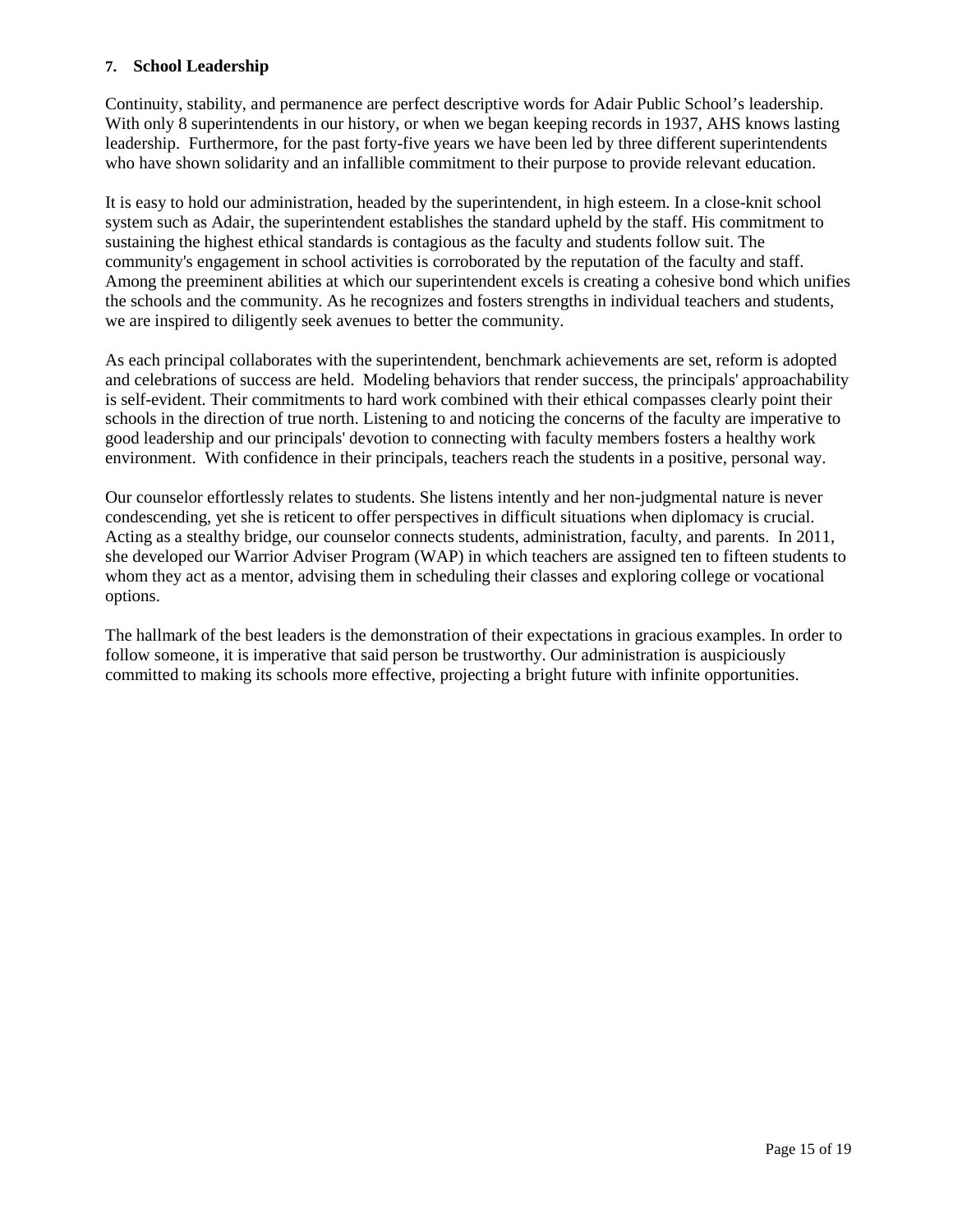**7. School Leadership**

Continuity, stability, and permanence are perfect descriptive words for Adair Public School's leadership. With only 8 superintendents in our history, or when we began keeping records in 1937, AHS knows lasting leadership. Furthermore, for the past forty-five years we have been led by three different superintendents who have shown solidarity and an infallible commitment to their purpose to provide relevant education.

It is easy to hold our administration, headed by the superintendent, in high esteem. In a close-knit school system such as Adair, the superintendent establishes the standard upheld by the staff. His commitment to sustaining the highest ethical standards is contagious as the faculty and students follow suit. The community's engagement in school activities is corroborated by the reputation of the faculty and staff. Among the preeminent abilities at which our superintendent excels is creating a cohesive bond which unifies the schools and the community. As he recognizes and fosters strengths in individual teachers and students, we are inspired to diligently seek avenues to better the community.

As each principal collaborates with the superintendent, benchmark achievements are set, reform is adopted and celebrations of success are held. Modeling behaviors that render success, the principals' approachability is self-evident. Their commitments to hard work combined with their ethical compasses clearly point their schools in the direction of true north. Listening to and noticing the concerns of the faculty are imperative to good leadership and our principals' devotion to connecting with faculty members fosters a healthy work environment. With confidence in their principals, teachers reach the students in a positive, personal way.

Our counselor effortlessly relates to students. She listens intently and her non-judgmental nature is never condescending, yet she is reticent to offer perspectives in difficult situations when diplomacy is crucial. Acting as a stealthy bridge, our counselor connects students, administration, faculty, and parents. In 2011, she developed our Warrior Adviser Program (WAP) in which teachers are assigned ten to fifteen students to whom they act as a mentor, advising them in scheduling their classes and exploring college or vocational options.

The hallmark of the best leaders is the demonstration of their expectations in gracious examples. In order to follow someone, it is imperative that said person be trustworthy. Our administration is auspiciously committed to making its schools more effective, projecting a bright future with infinite opportunities.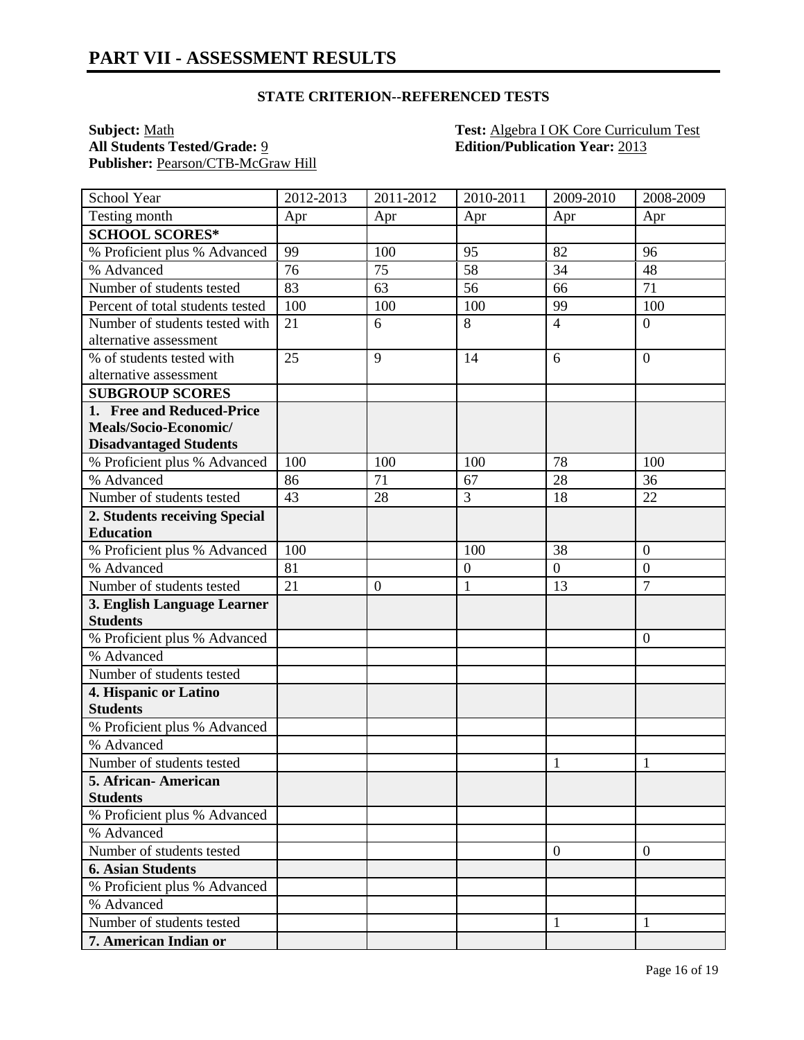# PART VII - ASSESSMENT RESULTS

### STATE CRITERION--REFERENCED TESTS

**Subject:** Math
**All Students Tested/Grade:** 9
**Publisher:** Pearson/CTB-McGraw Hill

**Test:** Algebra I OK Core Curriculum Test
**Edition/Publication Year:** 2013

| School Year | 2012-2013 | 2011-2012 | 2010-2011 | 2009-2010 | 2008-2009 |
|---|---|---|---|---|---|
| Testing month | Apr | Apr | Apr | Apr | Apr |
| **SCHOOL SCORES*** | | | | | |
| % Proficient plus % Advanced | 99 | 100 | 95 | 82 | 96 |
| % Advanced | 76 | 75 | 58 | 34 | 48 |
| Number of students tested | 83 | 63 | 56 | 66 | 71 |
| Percent of total students tested | 100 | 100 | 100 | 99 | 100 |
| Number of students tested with alternative assessment | 21 | 6 | 8 | 4 | 0 |
| % of students tested with alternative assessment | 25 | 9 | 14 | 6 | 0 |
| **SUBGROUP SCORES** | | | | | |
| **1. Free and Reduced-Price Meals/Socio-Economic/ Disadvantaged Students** | | | | | |
| % Proficient plus % Advanced | 100 | 100 | 100 | 78 | 100 |
| % Advanced | 86 | 71 | 67 | 28 | 36 |
| Number of students tested | 43 | 28 | 3 | 18 | 22 |
| **2. Students receiving Special Education** | | | | | |
| % Proficient plus % Advanced | 100 | | 100 | 38 | 0 |
| % Advanced | 81 | | 0 | 0 | 0 |
| Number of students tested | 21 | 0 | 1 | 13 | 7 |
| **3. English Language Learner Students** | | | | | |
| % Proficient plus % Advanced | | | | | 0 |
| % Advanced | | | | | |
| Number of students tested | | | | | |
| **4. Hispanic or Latino Students** | | | | | |
| % Proficient plus % Advanced | | | | | |
| % Advanced | | | | | |
| Number of students tested | | | | 1 | 1 |
| **5. African- American Students** | | | | | |
| % Proficient plus % Advanced | | | | | |
| % Advanced | | | | | |
| Number of students tested | | | | 0 | 0 |
| **6. Asian Students** | | | | | |
| % Proficient plus % Advanced | | | | | |
| % Advanced | | | | | |
| Number of students tested | | | | 1 | 1 |
| **7. American Indian or** | | | | | |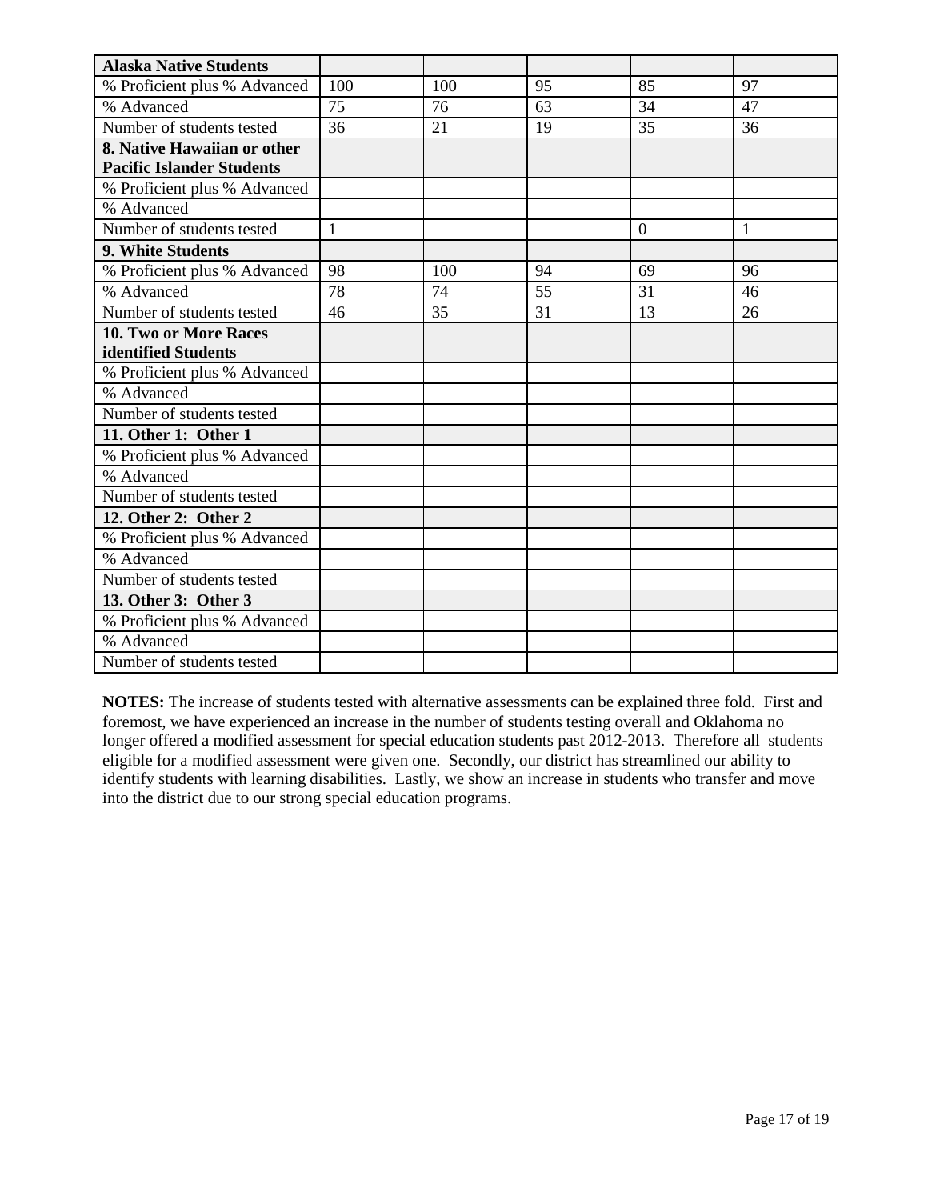| Alaska Native Students | | | | | |
|---|---|---|---|---|---|
| % Proficient plus % Advanced | 100 | 100 | 95 | 85 | 97 |
| % Advanced | 75 | 76 | 63 | 34 | 47 |
| Number of students tested | 36 | 21 | 19 | 35 | 36 |
| **8. Native Hawaiian or other Pacific Islander Students** | | | | | |
| % Proficient plus % Advanced | | | | | |
| % Advanced | | | | | |
| Number of students tested | 1 | | | 0 | 1 |
| **9. White Students** | | | | | |
| % Proficient plus % Advanced | 98 | 100 | 94 | 69 | 96 |
| % Advanced | 78 | 74 | 55 | 31 | 46 |
| Number of students tested | 46 | 35 | 31 | 13 | 26 |
| **10. Two or More Races identified Students** | | | | | |
| % Proficient plus % Advanced | | | | | |
| % Advanced | | | | | |
| Number of students tested | | | | | |
| **11. Other 1: Other 1** | | | | | |
| % Proficient plus % Advanced | | | | | |
| % Advanced | | | | | |
| Number of students tested | | | | | |
| **12. Other 2: Other 2** | | | | | |
| % Proficient plus % Advanced | | | | | |
| % Advanced | | | | | |
| Number of students tested | | | | | |
| **13. Other 3: Other 3** | | | | | |
| % Proficient plus % Advanced | | | | | |
| % Advanced | | | | | |
| Number of students tested | | | | | |

**NOTES:** The increase of students tested with alternative assessments can be explained three fold. First and foremost, we have experienced an increase in the number of students testing overall and Oklahoma no longer offered a modified assessment for special education students past 2012-2013. Therefore all students eligible for a modified assessment were given one. Secondly, our district has streamlined our ability to identify students with learning disabilities. Lastly, we show an increase in students who transfer and move into the district due to our strong special education programs.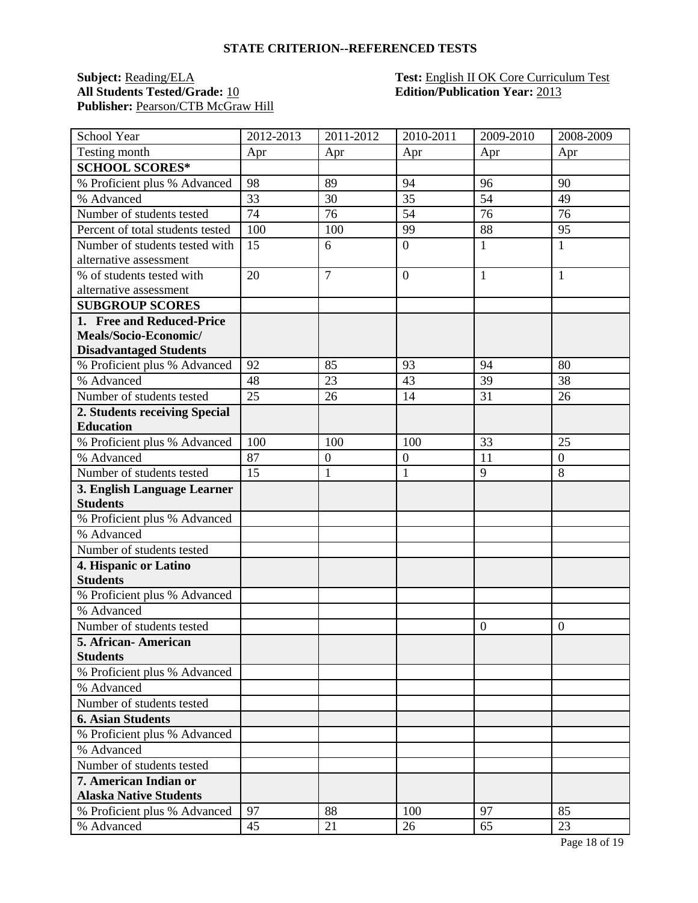## STATE CRITERION--REFERENCED TESTS

**Subject:** Reading/ELA
**All Students Tested/Grade:** 10
**Publisher:** Pearson/CTB McGraw Hill

**Test:** English II OK Core Curriculum Test
**Edition/Publication Year:** 2013

| School Year | 2012-2013 | 2011-2012 | 2010-2011 | 2009-2010 | 2008-2009 |
|---|---|---|---|---|---|
| Testing month | Apr | Apr | Apr | Apr | Apr |
| **SCHOOL SCORES*** | | | | | |
| % Proficient plus % Advanced | 98 | 89 | 94 | 96 | 90 |
| % Advanced | 33 | 30 | 35 | 54 | 49 |
| Number of students tested | 74 | 76 | 54 | 76 | 76 |
| Percent of total students tested | 100 | 100 | 99 | 88 | 95 |
| Number of students tested with alternative assessment | 15 | 6 | 0 | 1 | 1 |
| % of students tested with alternative assessment | 20 | 7 | 0 | 1 | 1 |
| **SUBGROUP SCORES** | | | | | |
| **1. Free and Reduced-Price Meals/Socio-Economic/ Disadvantaged Students** | | | | | |
| % Proficient plus % Advanced | 92 | 85 | 93 | 94 | 80 |
| % Advanced | 48 | 23 | 43 | 39 | 38 |
| Number of students tested | 25 | 26 | 14 | 31 | 26 |
| **2. Students receiving Special Education** | | | | | |
| % Proficient plus % Advanced | 100 | 100 | 100 | 33 | 25 |
| % Advanced | 87 | 0 | 0 | 11 | 0 |
| Number of students tested | 15 | 1 | 1 | 9 | 8 |
| **3. English Language Learner Students** | | | | | |
| % Proficient plus % Advanced | | | | | |
| % Advanced | | | | | |
| Number of students tested | | | | | |
| **4. Hispanic or Latino Students** | | | | | |
| % Proficient plus % Advanced | | | | | |
| % Advanced | | | | | |
| Number of students tested | | | | 0 | 0 |
| **5. African- American Students** | | | | | |
| % Proficient plus % Advanced | | | | | |
| % Advanced | | | | | |
| Number of students tested | | | | | |
| **6. Asian Students** | | | | | |
| % Proficient plus % Advanced | | | | | |
| % Advanced | | | | | |
| Number of students tested | | | | | |
| **7. American Indian or Alaska Native Students** | | | | | |
| % Proficient plus % Advanced | 97 | 88 | 100 | 97 | 85 |
| % Advanced | 45 | 21 | 26 | 65 | 23 |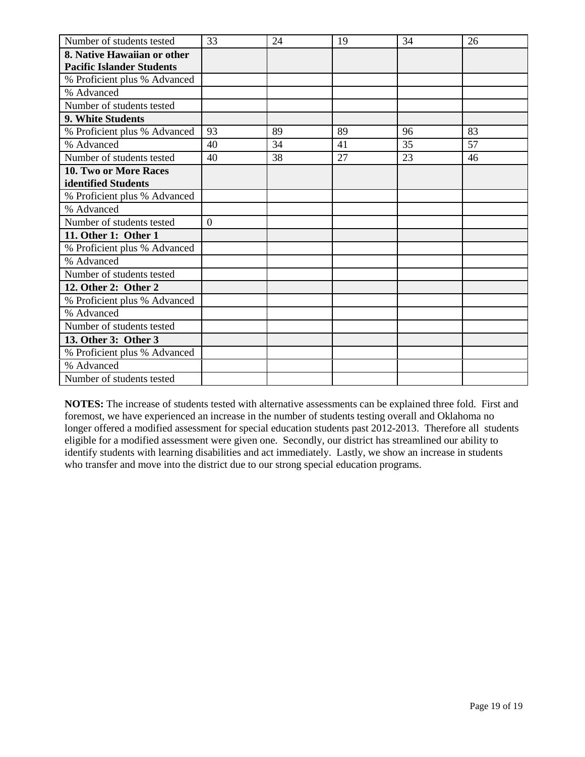| | | | | | |
|---|---|---|---|---|---|
| Number of students tested | 33 | 24 | 19 | 34 | 26 |
| **8. Native Hawaiian or other Pacific Islander Students** | | | | | |
| % Proficient plus % Advanced | | | | | |
| % Advanced | | | | | |
| Number of students tested | | | | | |
| **9. White Students** | | | | | |
| % Proficient plus % Advanced | 93 | 89 | 89 | 96 | 83 |
| % Advanced | 40 | 34 | 41 | 35 | 57 |
| Number of students tested | 40 | 38 | 27 | 23 | 46 |
| **10. Two or More Races identified Students** | | | | | |
| % Proficient plus % Advanced | | | | | |
| % Advanced | | | | | |
| Number of students tested | 0 | | | | |
| **11. Other 1: Other 1** | | | | | |
| % Proficient plus % Advanced | | | | | |
| % Advanced | | | | | |
| Number of students tested | | | | | |
| **12. Other 2: Other 2** | | | | | |
| % Proficient plus % Advanced | | | | | |
| % Advanced | | | | | |
| Number of students tested | | | | | |
| **13. Other 3: Other 3** | | | | | |
| % Proficient plus % Advanced | | | | | |
| % Advanced | | | | | |
| Number of students tested | | | | | |

**NOTES:** The increase of students tested with alternative assessments can be explained three fold. First and foremost, we have experienced an increase in the number of students testing overall and Oklahoma no longer offered a modified assessment for special education students past 2012-2013. Therefore all students eligible for a modified assessment were given one. Secondly, our district has streamlined our ability to identify students with learning disabilities and act immediately. Lastly, we show an increase in students who transfer and move into the district due to our strong special education programs.